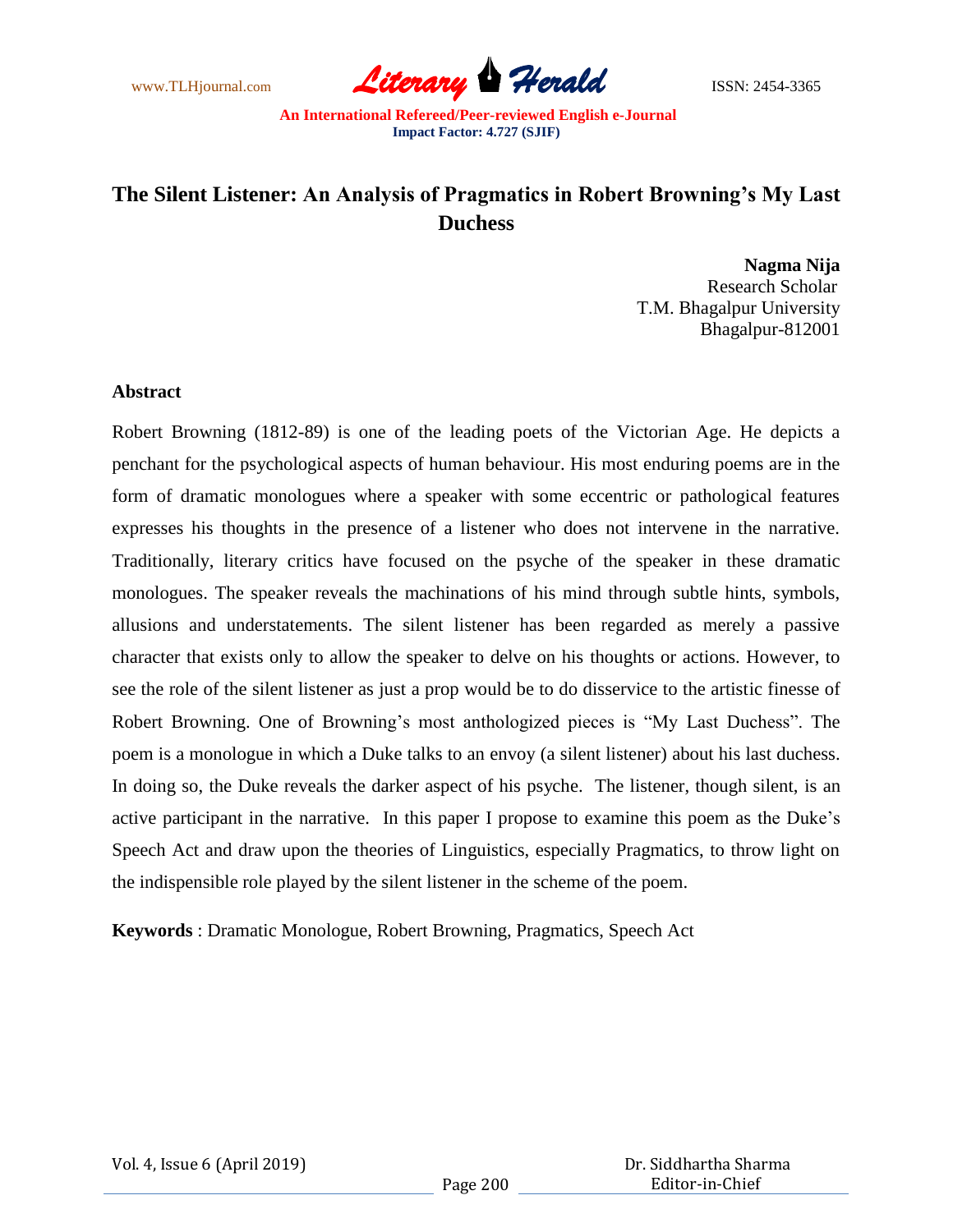# The Silent Listener: An Analysis of Pragmatics in Robert Browning's My Last Duchess

**Nagma Nija**
Research Scholar
T.M. Bhagalpur University
Bhagalpur-812001

## Abstract

Robert Browning (1812-89) is one of the leading poets of the Victorian Age. He depicts a penchant for the psychological aspects of human behaviour. His most enduring poems are in the form of dramatic monologues where a speaker with some eccentric or pathological features expresses his thoughts in the presence of a listener who does not intervene in the narrative. Traditionally, literary critics have focused on the psyche of the speaker in these dramatic monologues. The speaker reveals the machinations of his mind through subtle hints, symbols, allusions and understatements. The silent listener has been regarded as merely a passive character that exists only to allow the speaker to delve on his thoughts or actions. However, to see the role of the silent listener as just a prop would be to do disservice to the artistic finesse of Robert Browning. One of Browning's most anthologized pieces is "My Last Duchess". The poem is a monologue in which a Duke talks to an envoy (a silent listener) about his last duchess. In doing so, the Duke reveals the darker aspect of his psyche. The listener, though silent, is an active participant in the narrative. In this paper I propose to examine this poem as the Duke's Speech Act and draw upon the theories of Linguistics, especially Pragmatics, to throw light on the indispensible role played by the silent listener in the scheme of the poem.

**Keywords** : Dramatic Monologue, Robert Browning, Pragmatics, Speech Act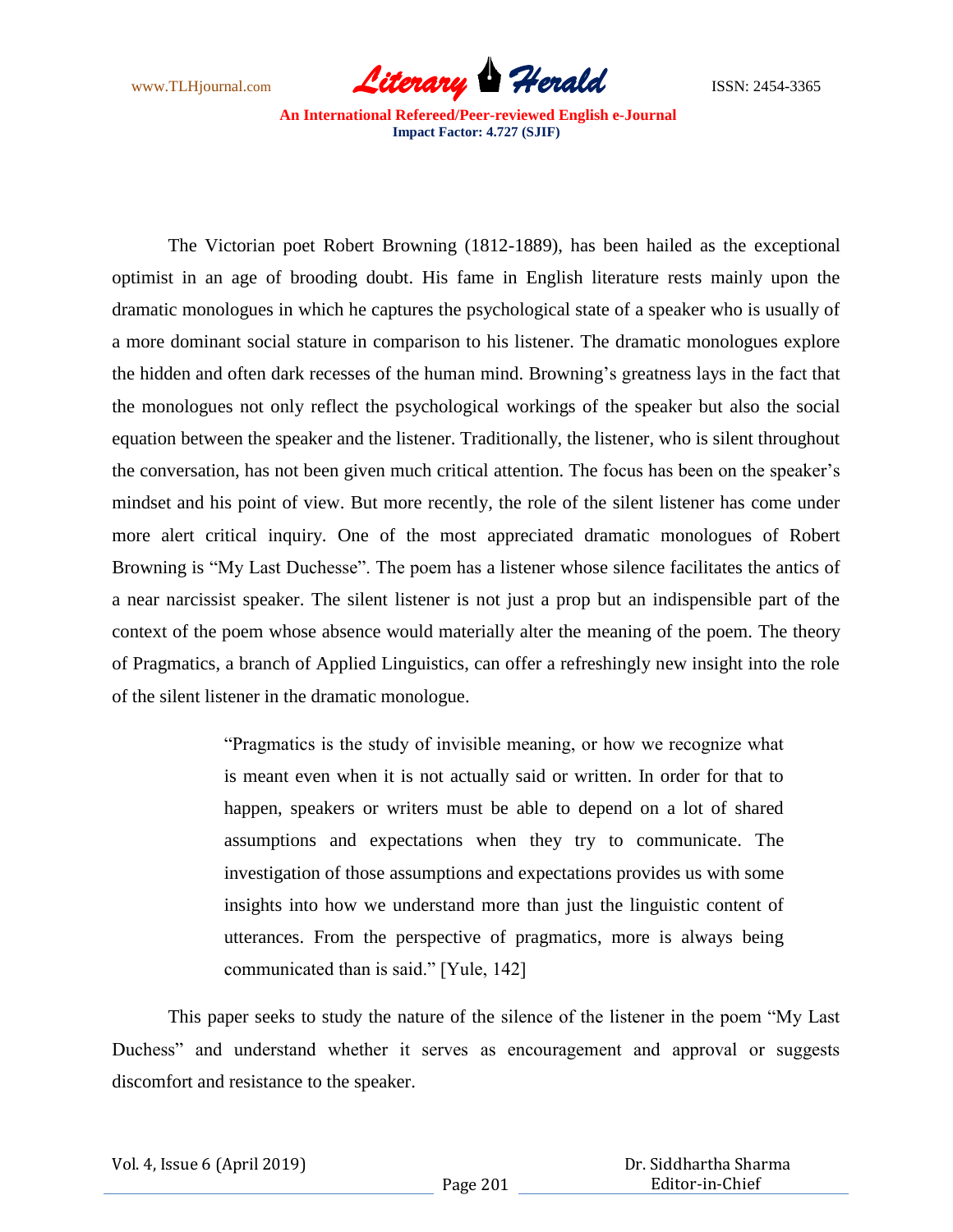The Victorian poet Robert Browning (1812-1889), has been hailed as the exceptional optimist in an age of brooding doubt. His fame in English literature rests mainly upon the dramatic monologues in which he captures the psychological state of a speaker who is usually of a more dominant social stature in comparison to his listener. The dramatic monologues explore the hidden and often dark recesses of the human mind. Browning's greatness lays in the fact that the monologues not only reflect the psychological workings of the speaker but also the social equation between the speaker and the listener. Traditionally, the listener, who is silent throughout the conversation, has not been given much critical attention. The focus has been on the speaker's mindset and his point of view. But more recently, the role of the silent listener has come under more alert critical inquiry. One of the most appreciated dramatic monologues of Robert Browning is "My Last Duchesse". The poem has a listener whose silence facilitates the antics of a near narcissist speaker. The silent listener is not just a prop but an indispensible part of the context of the poem whose absence would materially alter the meaning of the poem. The theory of Pragmatics, a branch of Applied Linguistics, can offer a refreshingly new insight into the role of the silent listener in the dramatic monologue.

> "Pragmatics is the study of invisible meaning, or how we recognize what is meant even when it is not actually said or written. In order for that to happen, speakers or writers must be able to depend on a lot of shared assumptions and expectations when they try to communicate. The investigation of those assumptions and expectations provides us with some insights into how we understand more than just the linguistic content of utterances. From the perspective of pragmatics, more is always being communicated than is said." [Yule, 142]

This paper seeks to study the nature of the silence of the listener in the poem "My Last Duchesse" and understand whether it serves as encouragement and approval or suggests discomfort and resistance to the speaker.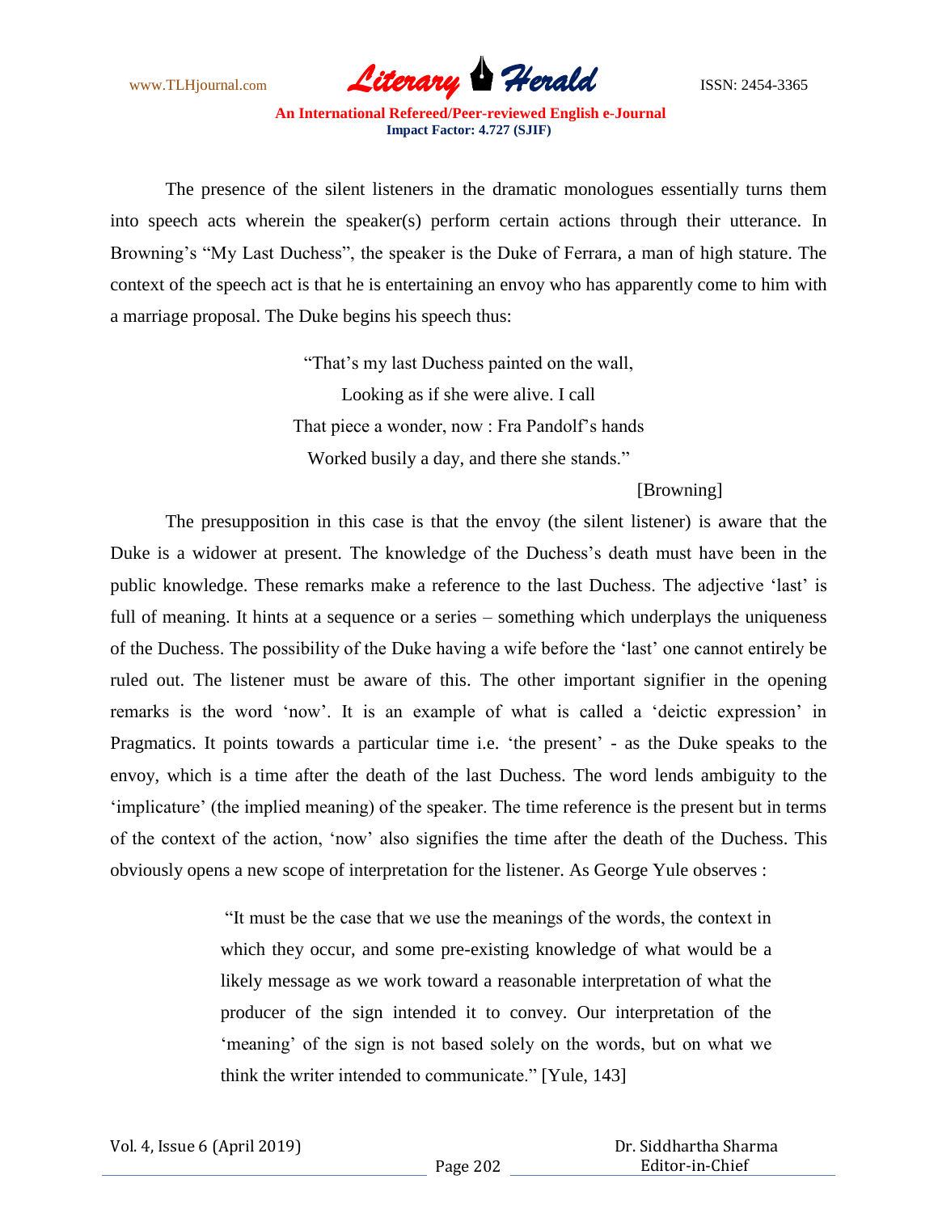The presence of the silent listeners in the dramatic monologues essentially turns them into speech acts wherein the speaker(s) perform certain actions through their utterance. In Browning's "My Last Duchess", the speaker is the Duke of Ferrara, a man of high stature. The context of the speech act is that he is entertaining an envoy who has apparently come to him with a marriage proposal. The Duke begins his speech thus:

> "That's my last Duchess painted on the wall,
> Looking as if she were alive. I call
> That piece a wonder, now : Fra Pandolf's hands
> Worked busily a day, and there she stands."
>
> [Browning]

The presupposition in this case is that the envoy (the silent listener) is aware that the Duke is a widower at present. The knowledge of the Duchess's death must have been in the public knowledge. These remarks make a reference to the last Duchess. The adjective 'last' is full of meaning. It hints at a sequence or a series – something which underplays the uniqueness of the Duchess. The possibility of the Duke having a wife before the 'last' one cannot entirely be ruled out. The listener must be aware of this. The other important signifier in the opening remarks is the word 'now'. It is an example of what is called a 'deictic expression' in Pragmatics. It points towards a particular time i.e. 'the present' - as the Duke speaks to the envoy, which is a time after the death of the last Duchess. The word lends ambiguity to the 'implicature' (the implied meaning) of the speaker. The time reference is the present but in terms of the context of the action, 'now' also signifies the time after the death of the Duchess. This obviously opens a new scope of interpretation for the listener. As George Yule observes :

> "It must be the case that we use the meanings of the words, the context in which they occur, and some pre-existing knowledge of what would be a likely message as we work toward a reasonable interpretation of what the producer of the sign intended it to convey. Our interpretation of the 'meaning' of the sign is not based solely on the words, but on what we think the writer intended to communicate." [Yule, 143]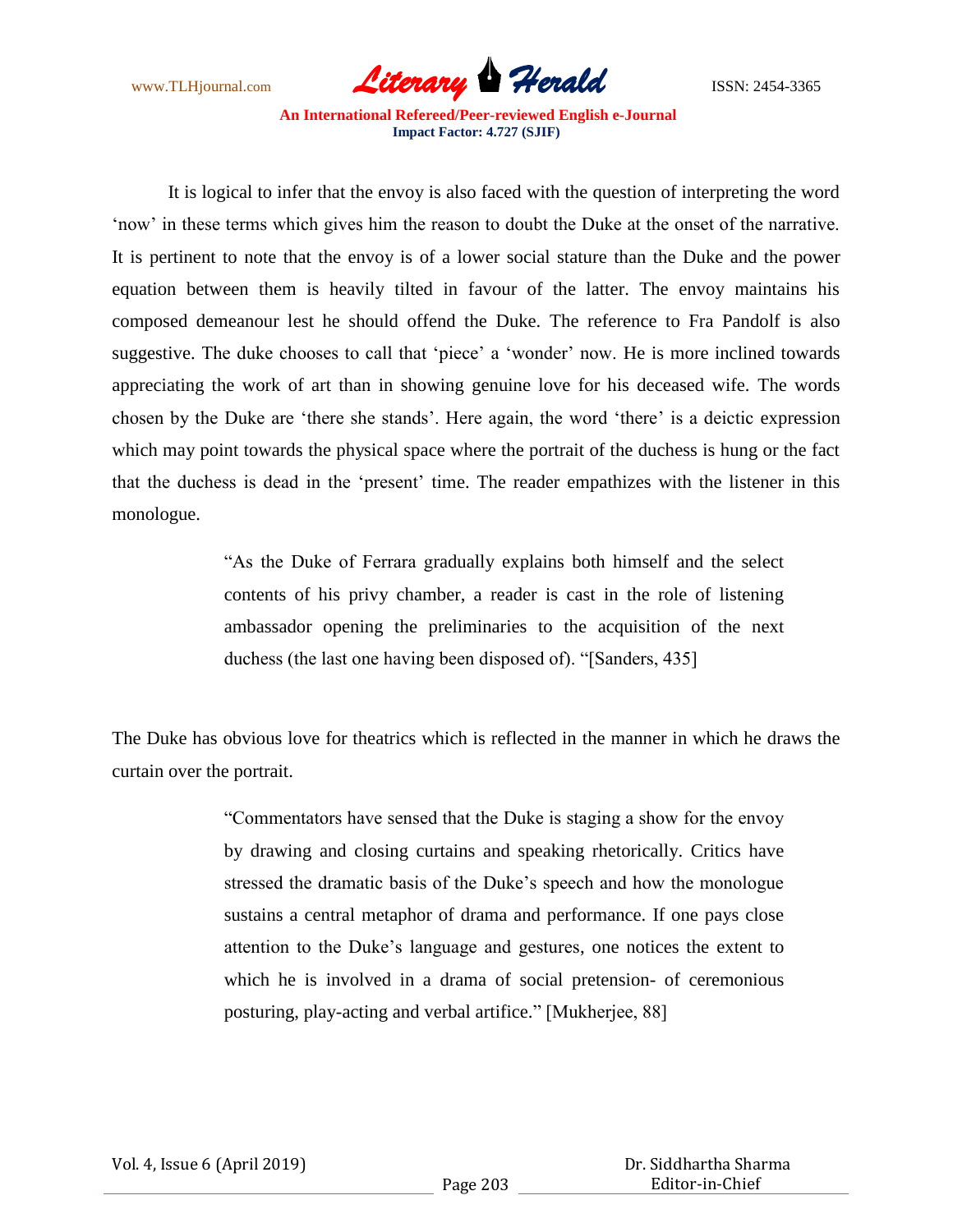It is logical to infer that the envoy is also faced with the question of interpreting the word 'now' in these terms which gives him the reason to doubt the Duke at the onset of the narrative. It is pertinent to note that the envoy is of a lower social stature than the Duke and the power equation between them is heavily tilted in favour of the latter. The envoy maintains his composed demeanour lest he should offend the Duke. The reference to Fra Pandolf is also suggestive. The duke chooses to call that 'piece' a 'wonder' now. He is more inclined towards appreciating the work of art than in showing genuine love for his deceased wife. The words chosen by the Duke are 'there she stands'. Here again, the word 'there' is a deictic expression which may point towards the physical space where the portrait of the duchess is hung or the fact that the duchess is dead in the 'present' time. The reader empathizes with the listener in this monologue.

> "As the Duke of Ferrara gradually explains both himself and the select contents of his privy chamber, a reader is cast in the role of listening ambassador opening the preliminaries to the acquisition of the next duchess (the last one having been disposed of). "[Sanders, 435]

The Duke has obvious love for theatrics which is reflected in the manner in which he draws the curtain over the portrait.

> "Commentators have sensed that the Duke is staging a show for the envoy by drawing and closing curtains and speaking rhetorically. Critics have stressed the dramatic basis of the Duke's speech and how the monologue sustains a central metaphor of drama and performance. If one pays close attention to the Duke's language and gestures, one notices the extent to which he is involved in a drama of social pretension- of ceremonious posturing, play-acting and verbal artifice." [Mukherjee, 88]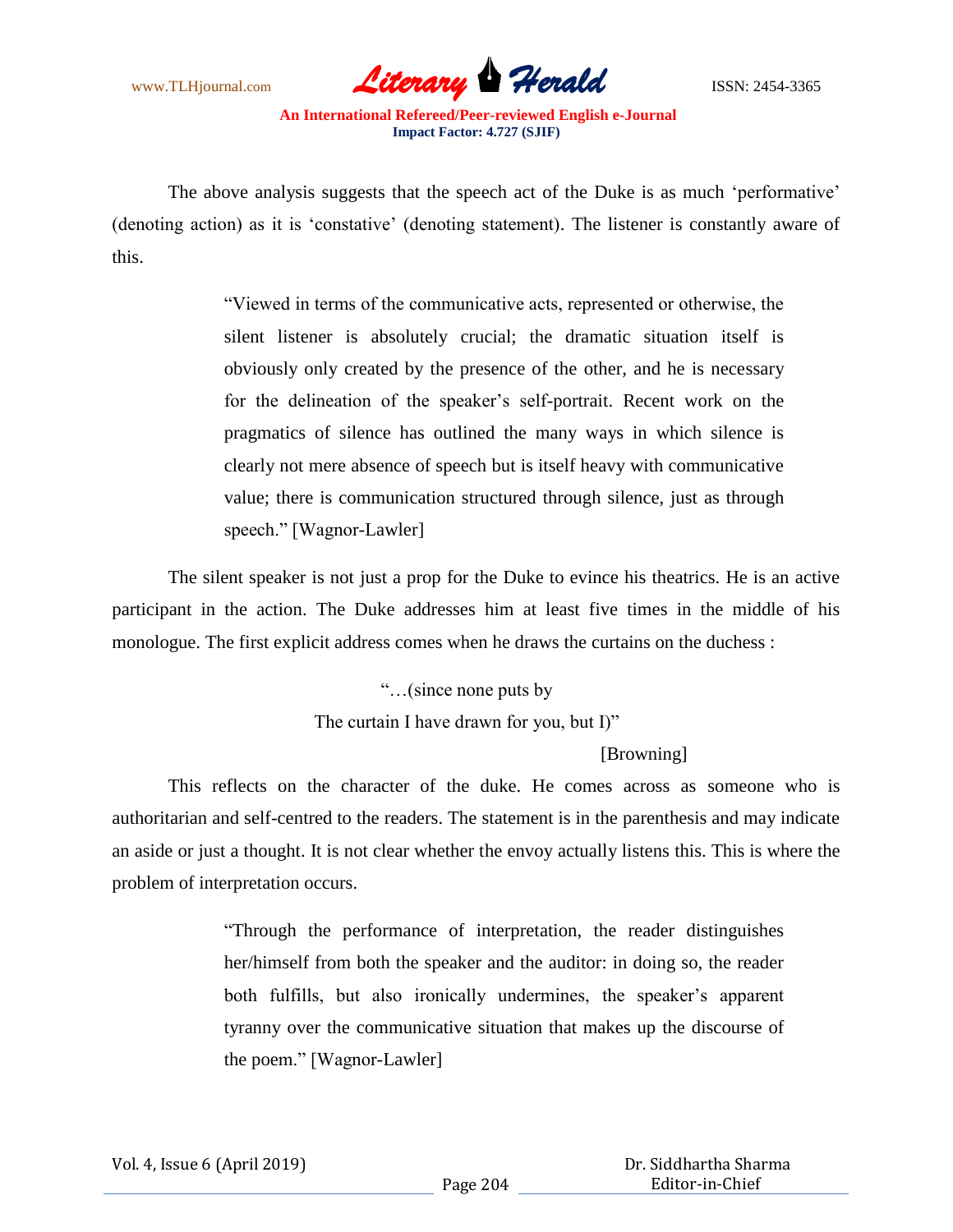The above analysis suggests that the speech act of the Duke is as much 'performative' (denoting action) as it is 'constative' (denoting statement). The listener is constantly aware of this.

> "Viewed in terms of the communicative acts, represented or otherwise, the silent listener is absolutely crucial; the dramatic situation itself is obviously only created by the presence of the other, and he is necessary for the delineation of the speaker's self-portrait. Recent work on the pragmatics of silence has outlined the many ways in which silence is clearly not mere absence of speech but is itself heavy with communicative value; there is communication structured through silence, just as through speech." [Wagnor-Lawler]

The silent speaker is not just a prop for the Duke to evince his theatrics. He is an active participant in the action. The Duke addresses him at least five times in the middle of his monologue. The first explicit address comes when he draws the curtains on the duchess :

> "…(since none puts by
> The curtain I have drawn for you, but I)"
>
> [Browning]

This reflects on the character of the duke. He comes across as someone who is authoritarian and self-centred to the readers. The statement is in the parenthesis and may indicate an aside or just a thought. It is not clear whether the envoy actually listens this. This is where the problem of interpretation occurs.

> "Through the performance of interpretation, the reader distinguishes her/himself from both the speaker and the auditor: in doing so, the reader both fulfills, but also ironically undermines, the speaker's apparent tyranny over the communicative situation that makes up the discourse of the poem." [Wagnor-Lawler]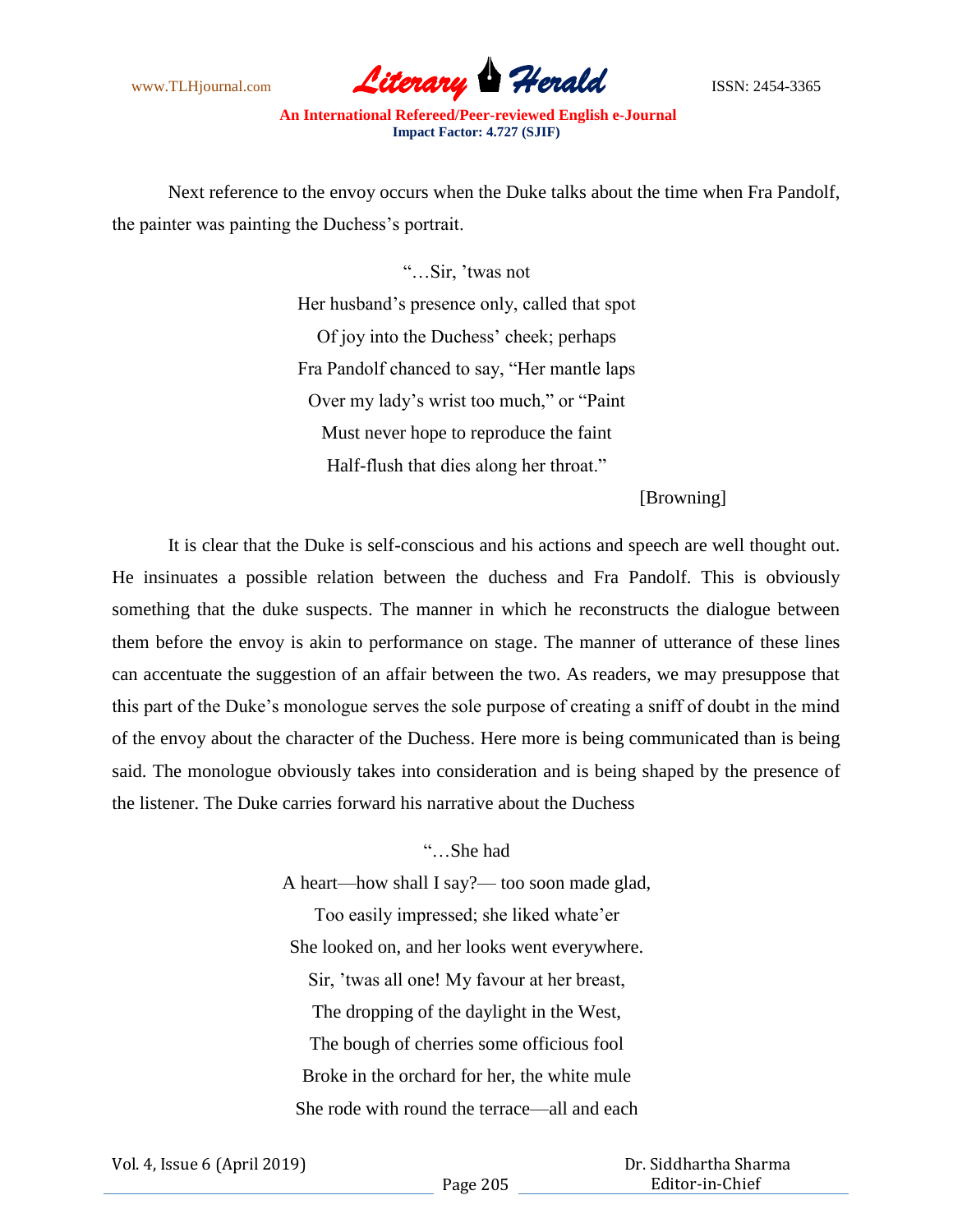Next reference to the envoy occurs when the Duke talks about the time when Fra Pandolf, the painter was painting the Duchess's portrait.

> "…Sir, 'twas not
> Her husband's presence only, called that spot
> Of joy into the Duchess' cheek; perhaps
> Fra Pandolf chanced to say, "Her mantle laps
> Over my lady's wrist too much," or "Paint
> Must never hope to reproduce the faint
> Half-flush that dies along her throat."
>
> [Browning]

It is clear that the Duke is self-conscious and his actions and speech are well thought out. He insinuates a possible relation between the duchess and Fra Pandolf. This is obviously something that the duke suspects. The manner in which he reconstructs the dialogue between them before the envoy is akin to performance on stage. The manner of utterance of these lines can accentuate the suggestion of an affair between the two. As readers, we may presuppose that this part of the Duke's monologue serves the sole purpose of creating a sniff of doubt in the mind of the envoy about the character of the Duchess. Here more is being communicated than is being said. The monologue obviously takes into consideration and is being shaped by the presence of the listener. The Duke carries forward his narrative about the Duchess

> "…She had
> A heart—how shall I say?— too soon made glad,
> Too easily impressed; she liked whate'er
> She looked on, and her looks went everywhere.
> Sir, 'twas all one! My favour at her breast,
> The dropping of the daylight in the West,
> The bough of cherries some officious fool
> Broke in the orchard for her, the white mule
> She rode with round the terrace—all and each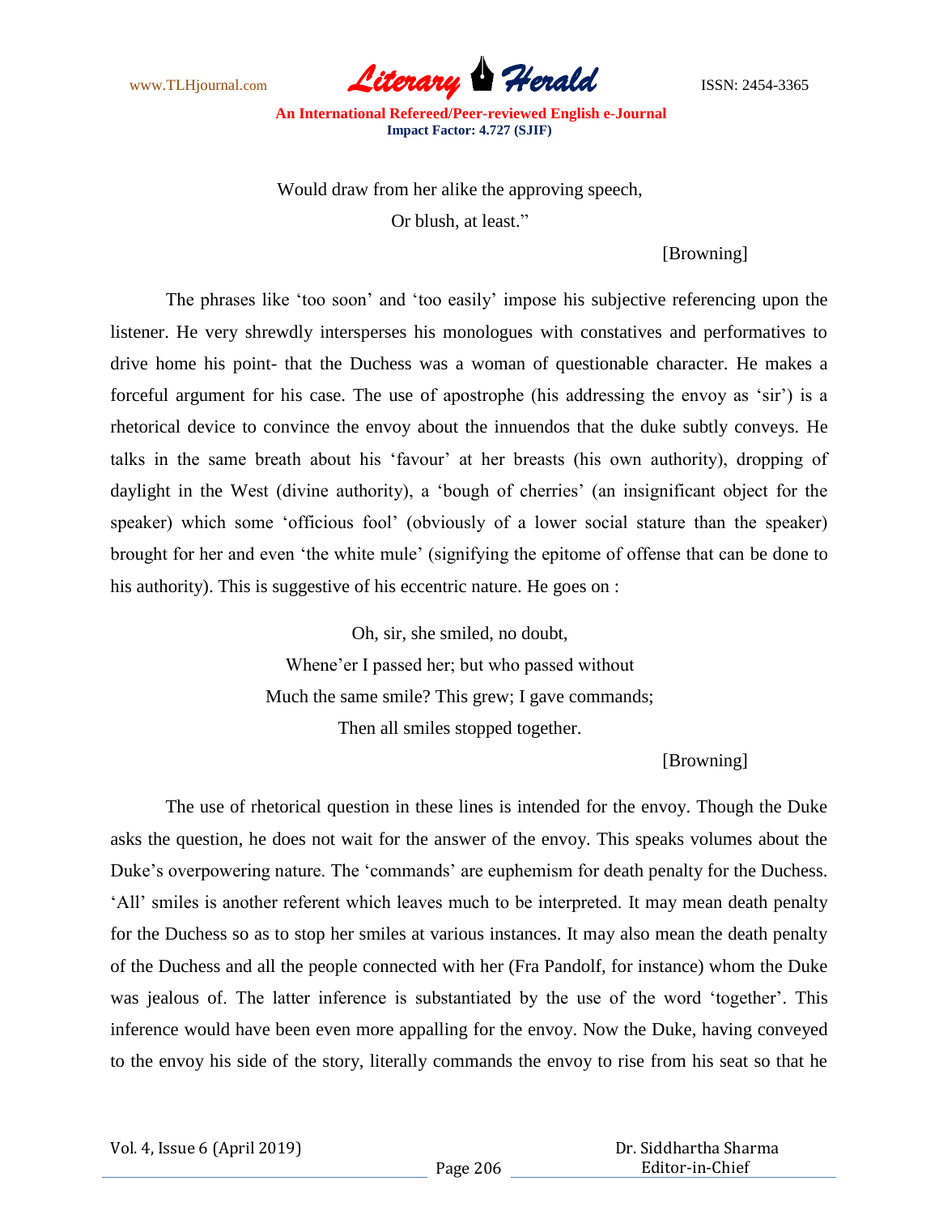Would draw from her alike the approving speech,

Or blush, at least."

[Browning]

The phrases like 'too soon' and 'too easily' impose his subjective referencing upon the listener. He very shrewdly intersperses his monologues with constatives and performatives to drive home his point- that the Duchess was a woman of questionable character. He makes a forceful argument for his case. The use of apostrophe (his addressing the envoy as 'sir') is a rhetorical device to convince the envoy about the innuendos that the duke subtly conveys. He talks in the same breath about his 'favour' at her breasts (his own authority), dropping of daylight in the West (divine authority), a 'bough of cherries' (an insignificant object for the speaker) which some 'officious fool' (obviously of a lower social stature than the speaker) brought for her and even 'the white mule' (signifying the epitome of offense that can be done to his authority). This is suggestive of his eccentric nature. He goes on :

Oh, sir, she smiled, no doubt,

Whene'er I passed her; but who passed without

Much the same smile? This grew; I gave commands;

Then all smiles stopped together.

[Browning]

The use of rhetorical question in these lines is intended for the envoy. Though the Duke asks the question, he does not wait for the answer of the envoy. This speaks volumes about the Duke's overpowering nature. The 'commands' are euphemism for death penalty for the Duchess. 'All' smiles is another referent which leaves much to be interpreted. It may mean death penalty for the Duchess so as to stop her smiles at various instances. It may also mean the death penalty of the Duchess and all the people connected with her (Fra Pandolf, for instance) whom the Duke was jealous of. The latter inference is substantiated by the use of the word 'together'. This inference would have been even more appalling for the envoy. Now the Duke, having conveyed to the envoy his side of the story, literally commands the envoy to rise from his seat so that he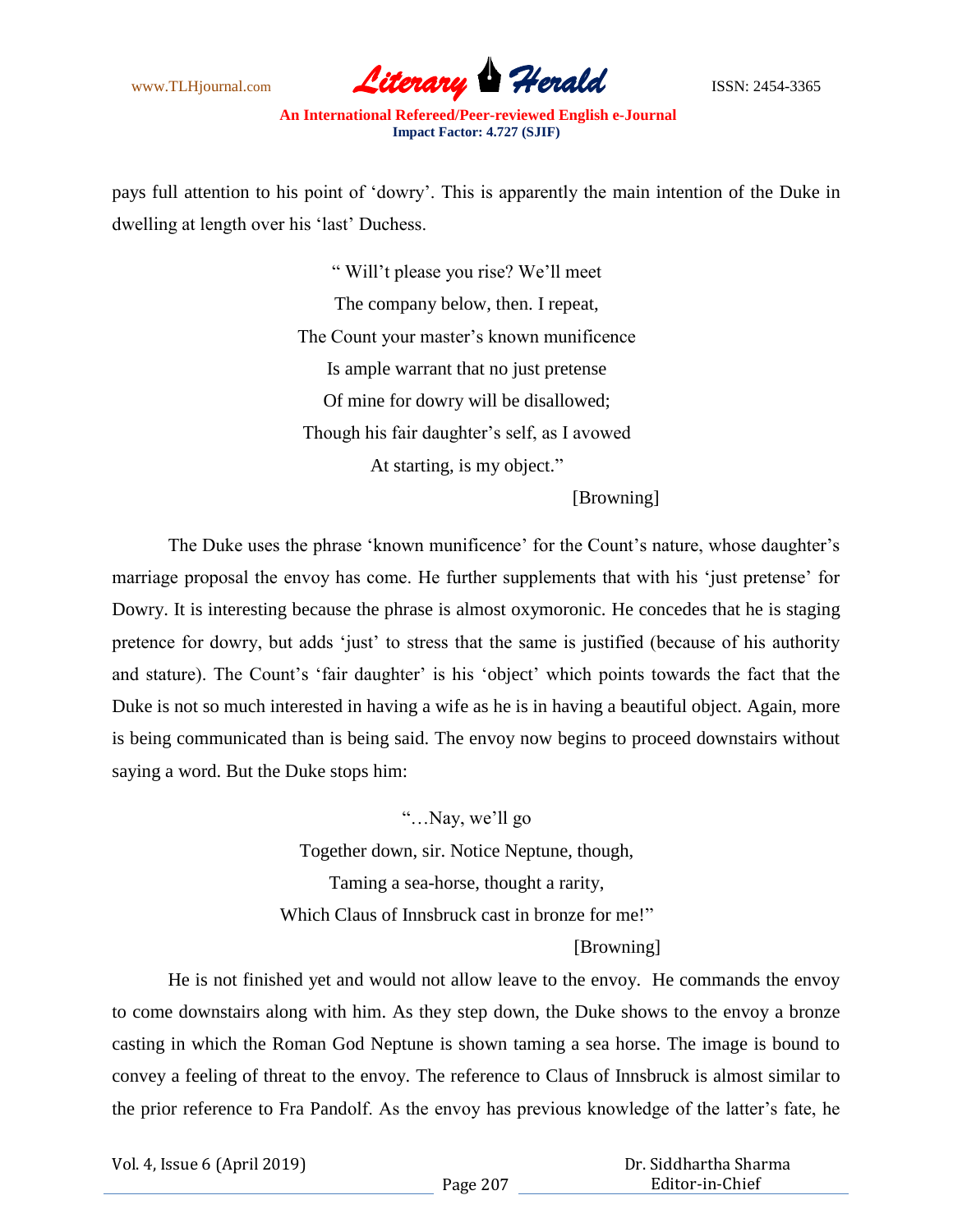pays full attention to his point of 'dowry'. This is apparently the main intention of the Duke in dwelling at length over his 'last' Duchess.

> " Will't please you rise? We'll meet
> The company below, then. I repeat,
> The Count your master's known munificence
> Is ample warrant that no just pretense
> Of mine for dowry will be disallowed;
> Though his fair daughter's self, as I avowed
> At starting, is my object."
>
> [Browning]

The Duke uses the phrase 'known munificence' for the Count's nature, whose daughter's marriage proposal the envoy has come. He further supplements that with his 'just pretense' for Dowry. It is interesting because the phrase is almost oxymoronic. He concedes that he is staging pretence for dowry, but adds 'just' to stress that the same is justified (because of his authority and stature). The Count's 'fair daughter' is his 'object' which points towards the fact that the Duke is not so much interested in having a wife as he is in having a beautiful object. Again, more is being communicated than is being said. The envoy now begins to proceed downstairs without saying a word. But the Duke stops him:

> "…Nay, we'll go
> Together down, sir. Notice Neptune, though,
> Taming a sea-horse, thought a rarity,
> Which Claus of Innsbruck cast in bronze for me!"
>
> [Browning]

He is not finished yet and would not allow leave to the envoy. He commands the envoy to come downstairs along with him. As they step down, the Duke shows to the envoy a bronze casting in which the Roman God Neptune is shown taming a sea horse. The image is bound to convey a feeling of threat to the envoy. The reference to Claus of Innsbruck is almost similar to the prior reference to Fra Pandolf. As the envoy has previous knowledge of the latter's fate, he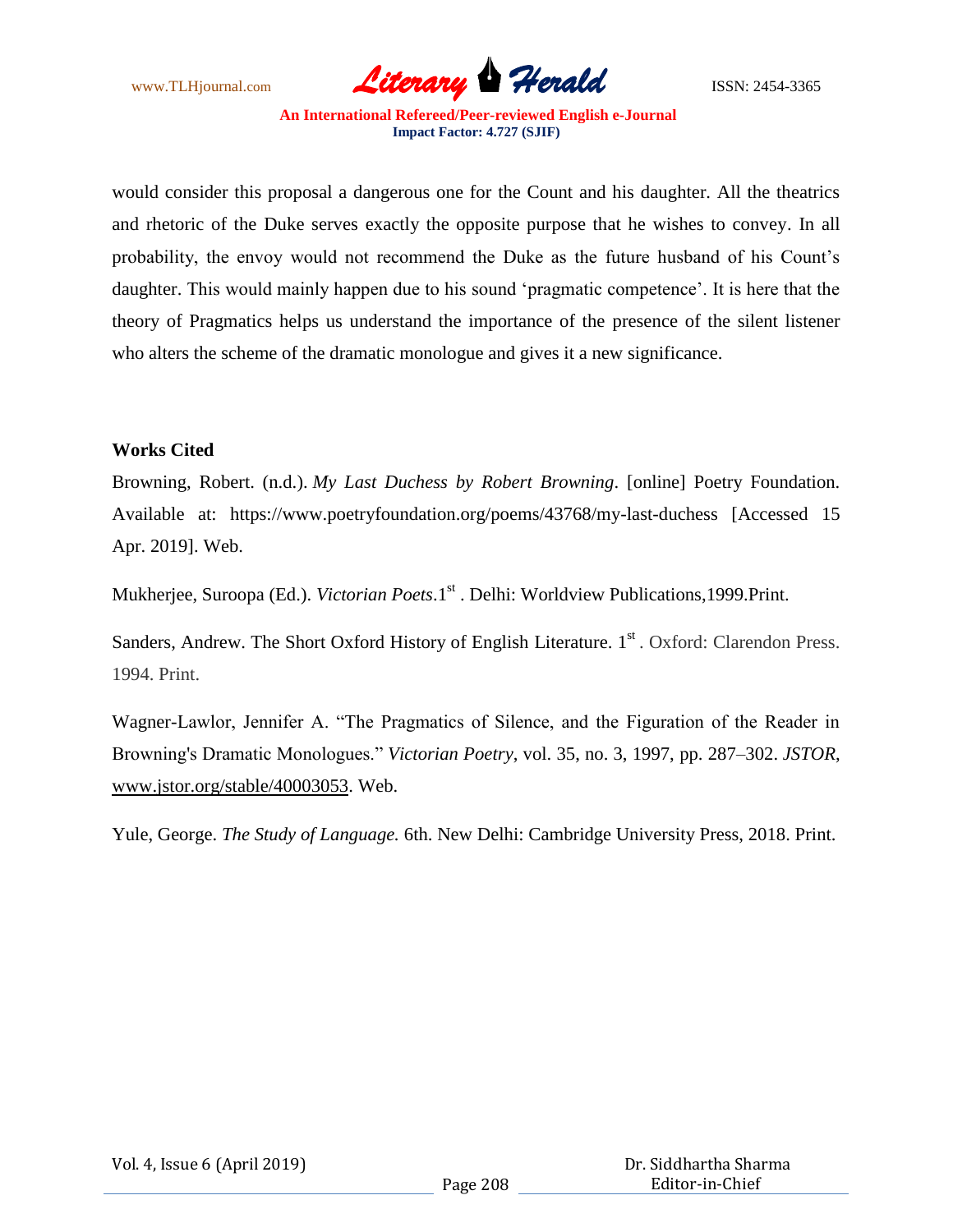would consider this proposal a dangerous one for the Count and his daughter. All the theatrics and rhetoric of the Duke serves exactly the opposite purpose that he wishes to convey. In all probability, the envoy would not recommend the Duke as the future husband of his Count's daughter. This would mainly happen due to his sound 'pragmatic competence'. It is here that the theory of Pragmatics helps us understand the importance of the presence of the silent listener who alters the scheme of the dramatic monologue and gives it a new significance.

**Works Cited**

Browning, Robert. (n.d.). *My Last Duchess by Robert Browning*. [online] Poetry Foundation. Available at: https://www.poetryfoundation.org/poems/43768/my-last-duchess [Accessed 15 Apr. 2019]. Web.

Mukherjee, Suroopa (Ed.). *Victorian Poets*.1st . Delhi: Worldview Publications,1999.Print.

Sanders, Andrew. The Short Oxford History of English Literature. 1st . Oxford: Clarendon Press. 1994. Print.

Wagner-Lawlor, Jennifer A. "The Pragmatics of Silence, and the Figuration of the Reader in Browning's Dramatic Monologues." *Victorian Poetry*, vol. 35, no. 3, 1997, pp. 287–302. *JSTOR*, www.jstor.org/stable/40003053. Web.

Yule, George. *The Study of Language.* 6th. New Delhi: Cambridge University Press, 2018. Print.